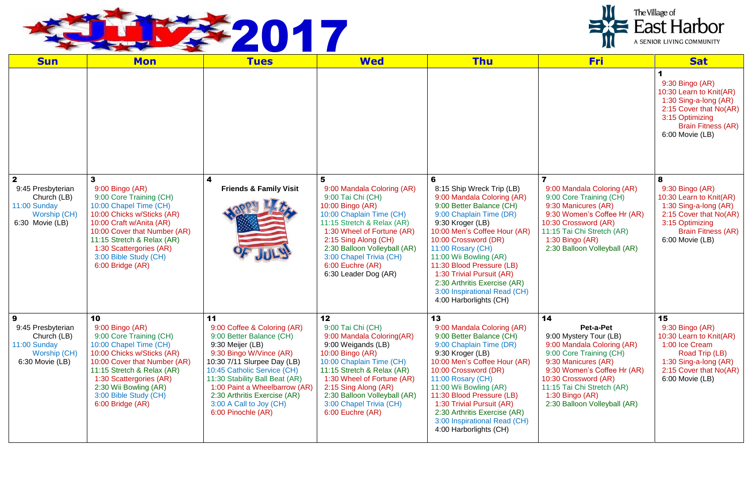# July 2017

**The Village of East Harbor** — A SENIOR LIVING COMMUNITY

| Sun | Mon | Tues | Wed | Thu | Fri | Sat |
|---|---|---|---|---|---|---|
| | | | | | | **1**<br>9:30 Bingo (AR)<br>10:30 Learn to Knit(AR)<br>1:30 Sing-a-long (AR)<br>2:15 Cover that No(AR)<br>3:15 Optimizing Brain Fitness (AR)<br>6:00 Movie (LB) |
| **2**<br>9:45 Presbyterian Church (LB)<br>11:00 Sunday Worship (CH)<br>6:30 Movie (LB) | **3**<br>9:00 Bingo (AR)<br>9:00 Core Training (CH)<br>10:00 Chapel Time (CH)<br>10:00 Chicks w/Sticks (AR)<br>10:00 Craft w/Anita (AR)<br>10:00 Cover that Number (AR)<br>11:15 Stretch & Relax (AR)<br>1:30 Scattergories (AR)<br>3:00 Bible Study (CH)<br>6:00 Bridge (AR) | **4**<br>**Friends & Family Visit**<br>Happy 4th of July! | **5**<br>9:00 Mandala Coloring (AR)<br>9:00 Tai Chi (CH)<br>10:00 Bingo (AR)<br>10:00 Chaplain Time (CH)<br>11:15 Stretch & Relax (AR)<br>1:30 Wheel of Fortune (AR)<br>2:15 Sing Along (CH)<br>2:30 Balloon Volleyball (AR)<br>3:00 Chapel Trivia (CH)<br>6:00 Euchre (AR)<br>6:30 Leader Dog (AR) | **6**<br>8:15 Ship Wreck Trip (LB)<br>9:00 Mandala Coloring (AR)<br>9:00 Better Balance (CH)<br>9:00 Chaplain Time (DR)<br>9:30 Kroger (LB)<br>10:00 Men's Coffee Hour (AR)<br>10:00 Crossword (DR)<br>11:00 Rosary (CH)<br>11:00 Wii Bowling (AR)<br>11:30 Blood Pressure (LB)<br>1:30 Trivial Pursuit (AR)<br>2:30 Arthritis Exercise (AR)<br>3:00 Inspirational Read (CH)<br>4:00 Harborlights (CH) | **7**<br>9:00 Mandala Coloring (AR)<br>9:00 Core Training (CH)<br>9:30 Manicures (AR)<br>9:30 Women's Coffee Hr (AR)<br>10:30 Crossword (AR)<br>11:15 Tai Chi Stretch (AR)<br>1:30 Bingo (AR)<br>2:30 Balloon Volleyball (AR) | **8**<br>9:30 Bingo (AR)<br>10:30 Learn to Knit(AR)<br>1:30 Sing-a-long (AR)<br>2:15 Cover that No(AR)<br>3:15 Optimizing Brain Fitness (AR)<br>6:00 Movie (LB) |
| **9**<br>9:45 Presbyterian Church (LB)<br>11:00 Sunday Worship (CH)<br>6:30 Movie (LB) | **10**<br>9:00 Bingo (AR)<br>9:00 Core Training (CH)<br>10:00 Chapel Time (CH)<br>10:00 Chicks w/Sticks (AR)<br>10:00 Cover that Number (AR)<br>11:15 Stretch & Relax (AR)<br>1:30 Scattergories (AR)<br>2:30 Wii Bowling (AR)<br>3:00 Bible Study (CH)<br>6:00 Bridge (AR) | **11**<br>9:00 Coffee & Coloring (AR)<br>9:00 Better Balance (CH)<br>9:30 Meijer (LB)<br>9:30 Bingo W/Vince (AR)<br>10:30 7/11 Slurpee Day (LB)<br>10:45 Catholic Service (CH)<br>11:30 Stability Ball Beat (AR)<br>1:00 Paint a Wheelbarrow (AR)<br>2:30 Arthritis Exercise (AR)<br>3:00 A Call to Joy (CH)<br>6:00 Pinochle (AR) | **12**<br>9:00 Tai Chi (CH)<br>9:00 Mandala Coloring(AR)<br>9:00 Weigands (LB)<br>10:00 Bingo (AR)<br>10:00 Chaplain Time (CH)<br>11:15 Stretch & Relax (AR)<br>1:30 Wheel of Fortune (AR)<br>2:15 Sing Along (AR)<br>2:30 Balloon Volleyball (AR)<br>3:00 Chapel Trivia (CH)<br>6:00 Euchre (AR) | **13**<br>9:00 Mandala Coloring (AR)<br>9:00 Better Balance (CH)<br>9:00 Chaplain Time (DR)<br>9:30 Kroger (LB)<br>10:00 Men's Coffee Hour (AR)<br>10:00 Crossword (DR)<br>11:00 Rosary (CH)<br>11:00 Wii Bowling (AR)<br>11:30 Blood Pressure (LB)<br>1:30 Trivial Pursuit (AR)<br>2:30 Arthritis Exercise (AR)<br>3:00 Inspirational Read (CH)<br>4:00 Harborlights (CH) | **14**<br>**Pet-a-Pet**<br>9:00 Mystery Tour (LB)<br>9:00 Mandala Coloring (AR)<br>9:00 Core Training (CH)<br>9:30 Manicures (AR)<br>9:30 Women's Coffee Hr (AR)<br>10:30 Crossword (AR)<br>11:15 Tai Chi Stretch (AR)<br>1:30 Bingo (AR)<br>2:30 Balloon Volleyball (AR) | **15**<br>9:30 Bingo (AR)<br>10:30 Learn to Knit(AR)<br>1:00 Ice Cream Road Trip (LB)<br>1:30 Sing-a-long (AR)<br>2:15 Cover that No(AR)<br>6:00 Movie (LB) |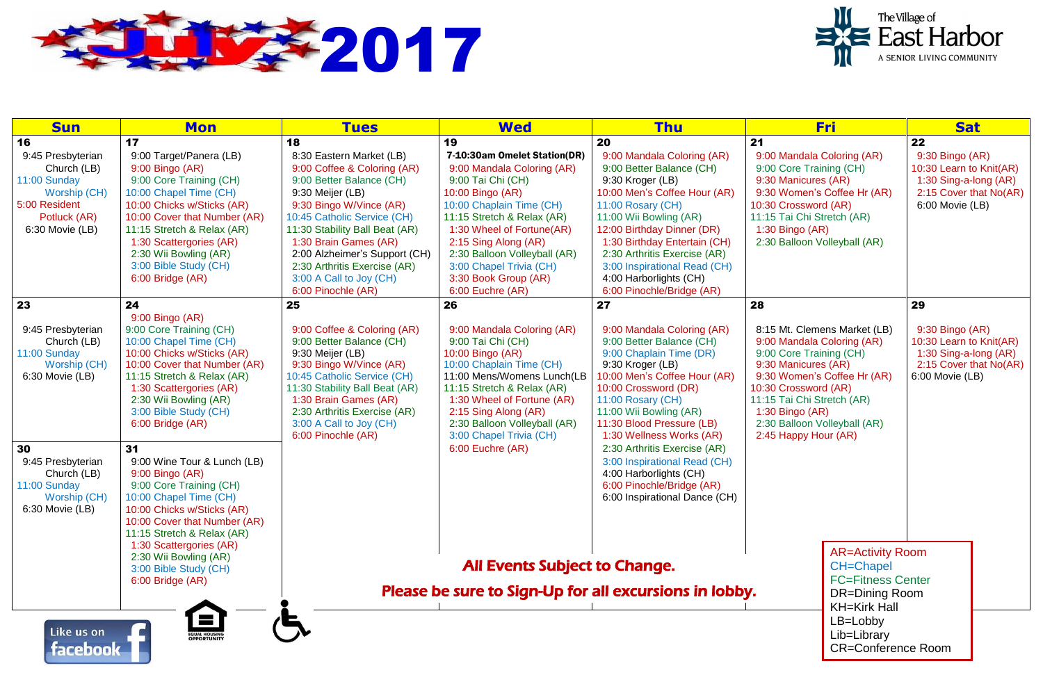# July 2017

The Village of East Harbor
A SENIOR LIVING COMMUNITY

| Sun | Mon | Tues | Wed | Thu | Fri | Sat |
|---|---|---|---|---|---|---|
| **16**<br>9:45 Presbyterian Church (LB)<br>11:00 Sunday Worship (CH)<br>5:00 Resident Potluck (AR)<br>6:30 Movie (LB) | **17**<br>9:00 Target/Panera (LB)<br>9:00 Bingo (AR)<br>9:00 Core Training (CH)<br>10:00 Chapel Time (CH)<br>10:00 Chicks w/Sticks (AR)<br>10:00 Cover that Number (AR)<br>11:15 Stretch & Relax (AR)<br>1:30 Scattergories (AR)<br>2:30 Wii Bowling (AR)<br>3:00 Bible Study (CH)<br>6:00 Bridge (AR) | **18**<br>8:30 Eastern Market (LB)<br>9:00 Coffee & Coloring (AR)<br>9:00 Better Balance (CH)<br>9:30 Meijer (LB)<br>9:30 Bingo W/Vince (AR)<br>10:45 Catholic Service (CH)<br>11:30 Stability Ball Beat (AR)<br>1:30 Brain Games (AR)<br>2:00 Alzheimer's Support (CH)<br>2:30 Arthritis Exercise (AR)<br>3:00 A Call to Joy (CH)<br>6:00 Pinochle (AR) | **19**<br>**7-10:30am Omelet Station(DR)**<br>9:00 Mandala Coloring (AR)<br>9:00 Tai Chi (CH)<br>10:00 Bingo (AR)<br>10:00 Chaplain Time (CH)<br>11:15 Stretch & Relax (AR)<br>1:30 Wheel of Fortune(AR)<br>2:15 Sing Along (AR)<br>2:30 Balloon Volleyball (AR)<br>3:00 Chapel Trivia (CH)<br>3:30 Book Group (AR)<br>6:00 Euchre (AR) | **20**<br>9:00 Mandala Coloring (AR)<br>9:00 Better Balance (CH)<br>9:30 Kroger (LB)<br>10:00 Men's Coffee Hour (AR)<br>11:00 Rosary (CH)<br>11:00 Wii Bowling (AR)<br>12:00 Birthday Dinner (DR)<br>1:30 Birthday Entertain (CH)<br>2:30 Arthritis Exercise (AR)<br>3:00 Inspirational Read (CH)<br>4:00 Harborlights (CH)<br>6:00 Pinochle/Bridge (AR) | **21**<br>9:00 Mandala Coloring (AR)<br>9:00 Core Training (CH)<br>9:30 Manicures (AR)<br>9:30 Women's Coffee Hr (AR)<br>10:30 Crossword (AR)<br>11:15 Tai Chi Stretch (AR)<br>1:30 Bingo (AR)<br>2:30 Balloon Volleyball (AR) | **22**<br>9:30 Bingo (AR)<br>10:30 Learn to Knit(AR)<br>1:30 Sing-a-long (AR)<br>2:15 Cover that No(AR)<br>6:00 Movie (LB) |
| **23**<br>9:45 Presbyterian Church (LB)<br>11:00 Sunday Worship (CH)<br>6:30 Movie (LB) | **24**<br>9:00 Bingo (AR)<br>9:00 Core Training (CH)<br>10:00 Chapel Time (CH)<br>10:00 Chicks w/Sticks (AR)<br>10:00 Cover that Number (AR)<br>11:15 Stretch & Relax (AR)<br>1:30 Scattergories (AR)<br>2:30 Wii Bowling (AR)<br>3:00 Bible Study (CH)<br>6:00 Bridge (AR) | **25**<br>9:00 Coffee & Coloring (AR)<br>9:00 Better Balance (CH)<br>9:30 Meijer (LB)<br>9:30 Bingo W/Vince (AR)<br>10:45 Catholic Service (CH)<br>11:30 Stability Ball Beat (AR)<br>1:30 Brain Games (AR)<br>2:30 Arthritis Exercise (AR)<br>3:00 A Call to Joy (CH)<br>6:00 Pinochle (AR) | **26**<br>9:00 Mandala Coloring (AR)<br>9:00 Tai Chi (CH)<br>10:00 Bingo (AR)<br>10:00 Chaplain Time (CH)<br>11:00 Mens/Womens Lunch(LB<br>11:15 Stretch & Relax (AR)<br>1:30 Wheel of Fortune (AR)<br>2:15 Sing Along (AR)<br>2:30 Balloon Volleyball (AR)<br>3:00 Chapel Trivia (CH)<br>6:00 Euchre (AR) | **27**<br>9:00 Mandala Coloring (AR)<br>9:00 Better Balance (CH)<br>9:00 Chaplain Time (DR)<br>9:30 Kroger (LB)<br>10:00 Men's Coffee Hour (AR)<br>10:00 Crossword (DR)<br>11:00 Rosary (CH)<br>11:00 Wii Bowling (AR)<br>11:30 Blood Pressure (LB)<br>1:30 Wellness Works (AR)<br>2:30 Arthritis Exercise (AR)<br>3:00 Inspirational Read (CH)<br>4:00 Harborlights (CH)<br>6:00 Pinochle/Bridge (AR)<br>6:00 Inspirational Dance (CH) | **28**<br>8:15 Mt. Clemens Market (LB)<br>9:00 Mandala Coloring (AR)<br>9:00 Core Training (CH)<br>9:30 Manicures (AR)<br>9:30 Women's Coffee Hr (AR)<br>10:30 Crossword (AR)<br>11:15 Tai Chi Stretch (AR)<br>1:30 Bingo (AR)<br>2:30 Balloon Volleyball (AR)<br>2:45 Happy Hour (AR) | **29**<br>9:30 Bingo (AR)<br>10:30 Learn to Knit(AR)<br>1:30 Sing-a-long (AR)<br>2:15 Cover that No(AR)<br>6:00 Movie (LB) |
| **30**<br>9:45 Presbyterian Church (LB)<br>11:00 Sunday Worship (CH)<br>6:30 Movie (LB) | **31**<br>9:00 Wine Tour & Lunch (LB)<br>9:00 Bingo (AR)<br>9:00 Core Training (CH)<br>10:00 Chapel Time (CH)<br>10:00 Chicks w/Sticks (AR)<br>10:00 Cover that Number (AR)<br>11:15 Stretch & Relax (AR)<br>1:30 Scattergories (AR)<br>2:30 Wii Bowling (AR)<br>3:00 Bible Study (CH)<br>6:00 Bridge (AR) | | | | | |

**All Events Subject to Change.**

**Please be sure to Sign-Up for all excursions in lobby.**

AR=Activity Room
CH=Chapel
FC=Fitness Center
DR=Dining Room
KH=Kirk Hall
LB=Lobby
Lib=Library
CR=Conference Room

Like us on facebook